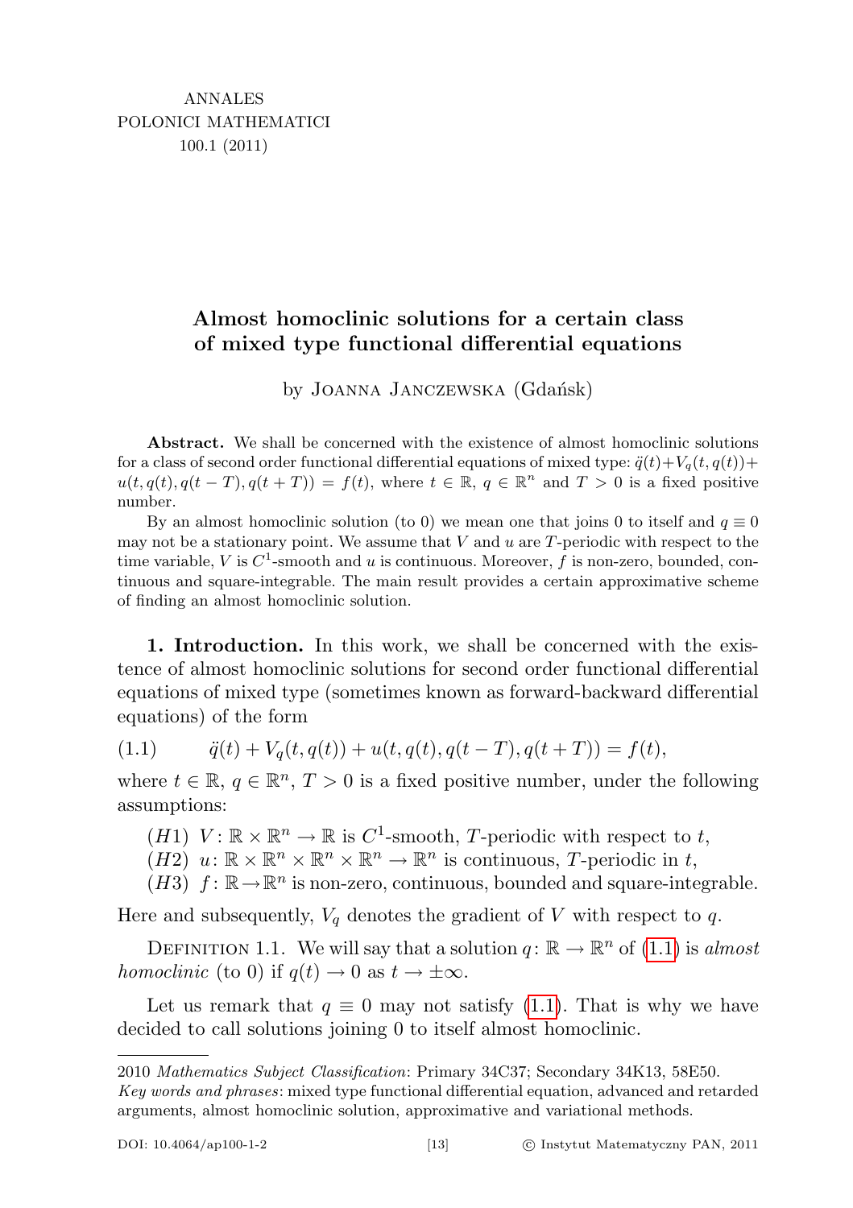ANNALES
POLONICI MATHEMATICI
100.1 (2011)

# Almost homoclinic solutions for a certain class of mixed type functional differential equations

by Joanna Janczewska (Gdańsk)

**Abstract.** We shall be concerned with the existence of almost homoclinic solutions for a class of second order functional differential equations of mixed type: $\ddot{q}(t)+V_q(t,q(t))+u(t,q(t),q(t-T),q(t+T))=f(t)$, where $t\in\mathbb{R}$, $q\in\mathbb{R}^n$ and $T>0$ is a fixed positive number.

By an almost homoclinic solution (to 0) we mean one that joins 0 to itself and $q\equiv 0$ may not be a stationary point. We assume that $V$ and $u$ are $T$-periodic with respect to the time variable, $V$ is $C^1$-smooth and $u$ is continuous. Moreover, $f$ is non-zero, bounded, continuous and square-integrable. The main result provides a certain approximative scheme of finding an almost homoclinic solution.

**1. Introduction.** In this work, we shall be concerned with the existence of almost homoclinic solutions for second order functional differential equations of mixed type (sometimes known as forward-backward differential equations) of the form

$$\ddot{q}(t)+V_q(t,q(t))+u(t,q(t),q(t-T),q(t+T))=f(t), \tag{1.1}$$

where $t\in\mathbb{R}$, $q\in\mathbb{R}^n$, $T>0$ is a fixed positive number, under the following assumptions:

- $(H1)$ $V\colon\mathbb{R}\times\mathbb{R}^n\to\mathbb{R}$ is $C^1$-smooth, $T$-periodic with respect to $t$,
- $(H2)$ $u\colon\mathbb{R}\times\mathbb{R}^n\times\mathbb{R}^n\times\mathbb{R}^n\to\mathbb{R}^n$ is continuous, $T$-periodic in $t$,
- $(H3)$ $f\colon\mathbb{R}\to\mathbb{R}^n$ is non-zero, continuous, bounded and square-integrable.

Here and subsequently, $V_q$ denotes the gradient of $V$ with respect to $q$.

Definition 1.1. We will say that a solution $q\colon\mathbb{R}\to\mathbb{R}^n$ of (1.1) is *almost homoclinic* (to 0) if $q(t)\to 0$ as $t\to\pm\infty$.

Let us remark that $q\equiv 0$ may not satisfy (1.1). That is why we have decided to call solutions joining 0 to itself almost homoclinic.

2010 *Mathematics Subject Classification*: Primary 34C37; Secondary 34K13, 58E50.
*Key words and phrases*: mixed type functional differential equation, advanced and retarded arguments, almost homoclinic solution, approximative and variational methods.

DOI: 10.4064/ap100-1-2 © Instytut Matematyczny PAN, 2011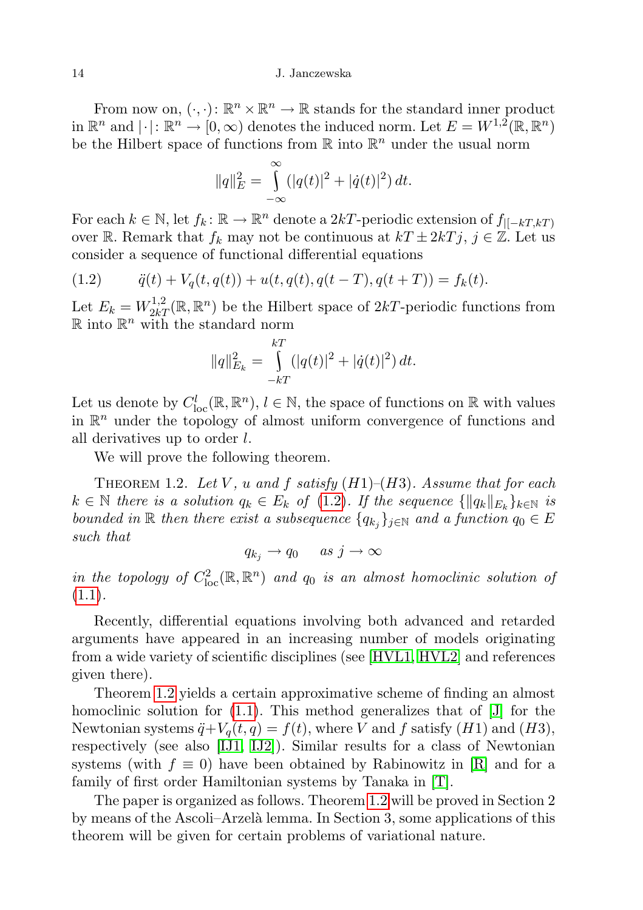From now on, $(\cdot,\cdot)\colon \mathbb{R}^n \times \mathbb{R}^n \to \mathbb{R}$ stands for the standard inner product in $\mathbb{R}^n$ and $|\cdot|\colon \mathbb{R}^n \to [0,\infty)$ denotes the induced norm. Let $E = W^{1,2}(\mathbb{R},\mathbb{R}^n)$ be the Hilbert space of functions from $\mathbb{R}$ into $\mathbb{R}^n$ under the usual norm

$$\|q\|_E^2 = \int_{-\infty}^{\infty} (|q(t)|^2 + |\dot{q}(t)|^2)\,dt.$$

For each $k \in \mathbb{N}$, let $f_k\colon \mathbb{R} \to \mathbb{R}^n$ denote a $2kT$-periodic extension of $f_{|[-kT,kT)}$ over $\mathbb{R}$. Remark that $f_k$ may not be continuous at $kT \pm 2kTj$, $j \in \mathbb{Z}$. Let us consider a sequence of functional differential equations

$$\ddot{q}(t) + V_q(t,q(t)) + u(t,q(t),q(t-T),q(t+T)) = f_k(t). \tag{1.2}$$

Let $E_k = W^{1,2}_{2kT}(\mathbb{R},\mathbb{R}^n)$ be the Hilbert space of $2kT$-periodic functions from $\mathbb{R}$ into $\mathbb{R}^n$ with the standard norm

$$\|q\|_{E_k}^2 = \int_{-kT}^{kT} (|q(t)|^2 + |\dot{q}(t)|^2)\,dt.$$

Let us denote by $C^l_{\rm loc}(\mathbb{R},\mathbb{R}^n)$, $l \in \mathbb{N}$, the space of functions on $\mathbb{R}$ with values in $\mathbb{R}^n$ under the topology of almost uniform convergence of functions and all derivatives up to order $l$.

We will prove the following theorem.

Theorem 1.2. *Let $V$, $u$ and $f$ satisfy $(H1)$–$(H3)$. Assume that for each $k \in \mathbb{N}$ there is a solution $q_k \in E_k$ of (1.2). If the sequence $\{\|q_k\|_{E_k}\}_{k\in\mathbb{N}}$ is bounded in $\mathbb{R}$ then there exist a subsequence $\{q_{k_j}\}_{j\in\mathbb{N}}$ and a function $q_0 \in E$ such that*

$$q_{k_j} \to q_0 \quad \text{as } j \to \infty$$

*in the topology of $C^2_{\rm loc}(\mathbb{R},\mathbb{R}^n)$ and $q_0$ is an almost homoclinic solution of (1.1).*

Recently, differential equations involving both advanced and retarded arguments have appeared in an increasing number of models originating from a wide variety of scientific disciplines (see [HVL1, HVL2] and references given there).

Theorem 1.2 yields a certain approximative scheme of finding an almost homoclinic solution for (1.1). This method generalizes that of [J] for the Newtonian systems $\ddot{q}+V_q(t,q) = f(t)$, where $V$ and $f$ satisfy $(H1)$ and $(H3)$, respectively (see also [IJ1, IJ2]). Similar results for a class of Newtonian systems (with $f \equiv 0$) have been obtained by Rabinowitz in [R] and for a family of first order Hamiltonian systems by Tanaka in [T].

The paper is organized as follows. Theorem 1.2 will be proved in Section 2 by means of the Ascoli–Arzelà lemma. In Section 3, some applications of this theorem will be given for certain problems of variational nature.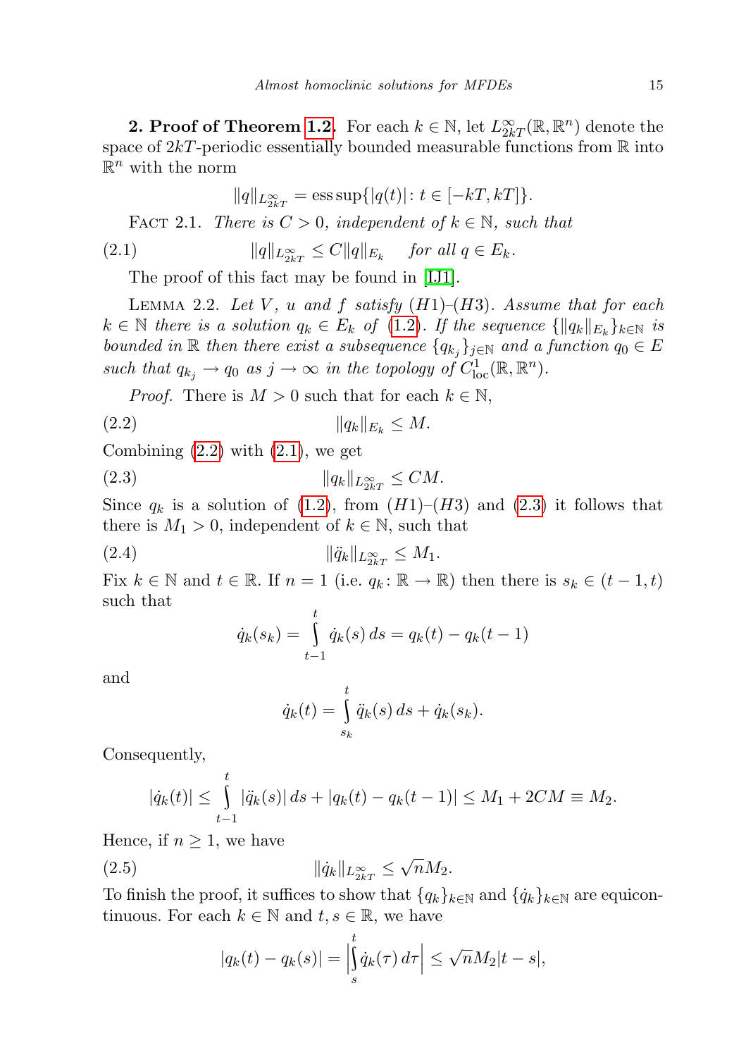**2. Proof of Theorem 1.2.** For each $k \in \mathbb{N}$, let $L^\infty_{2kT}(\mathbb{R}, \mathbb{R}^n)$ denote the space of $2kT$-periodic essentially bounded measurable functions from $\mathbb{R}$ into $\mathbb{R}^n$ with the norm

$$\|q\|_{L^\infty_{2kT}} = \operatorname{ess\,sup}\{|q(t)| : t \in [-kT, kT]\}.$$

Fact 2.1. *There is $C > 0$, independent of $k \in \mathbb{N}$, such that*

$$\|q\|_{L^\infty_{2kT}} \le C\|q\|_{E_k} \quad \text{for all } q \in E_k. \tag{2.1}$$

The proof of this fact may be found in [IJ1].

Lemma 2.2. *Let $V$, $u$ and $f$ satisfy (H1)–(H3). Assume that for each $k \in \mathbb{N}$ there is a solution $q_k \in E_k$ of (1.2). If the sequence $\{\|q_k\|_{E_k}\}_{k\in\mathbb{N}}$ is bounded in $\mathbb{R}$ then there exist a subsequence $\{q_{k_j}\}_{j\in\mathbb{N}}$ and a function $q_0 \in E$ such that $q_{k_j} \to q_0$ as $j \to \infty$ in the topology of $C^1_{\mathrm{loc}}(\mathbb{R}, \mathbb{R}^n)$.*

*Proof.* There is $M > 0$ such that for each $k \in \mathbb{N}$,

$$\|q_k\|_{E_k} \le M. \tag{2.2}$$

Combining (2.2) with (2.1), we get

$$\|q_k\|_{L^\infty_{2kT}} \le CM. \tag{2.3}$$

Since $q_k$ is a solution of (1.2), from (H1)–(H3) and (2.3) it follows that there is $M_1 > 0$, independent of $k \in \mathbb{N}$, such that

$$\|\ddot{q}_k\|_{L^\infty_{2kT}} \le M_1. \tag{2.4}$$

Fix $k \in \mathbb{N}$ and $t \in \mathbb{R}$. If $n = 1$ (i.e. $q_k : \mathbb{R} \to \mathbb{R}$) then there is $s_k \in (t-1, t)$ such that

$$\dot{q}_k(s_k) = \int_{t-1}^{t} \dot{q}_k(s)\, ds = q_k(t) - q_k(t-1)$$

and

$$\dot{q}_k(t) = \int_{s_k}^{t} \ddot{q}_k(s)\, ds + \dot{q}_k(s_k).$$

Consequently,

$$|\dot{q}_k(t)| \le \int_{t-1}^{t} |\ddot{q}_k(s)|\, ds + |q_k(t) - q_k(t-1)| \le M_1 + 2CM \equiv M_2.$$

Hence, if $n \ge 1$, we have

$$\|\dot{q}_k\|_{L^\infty_{2kT}} \le \sqrt{n} M_2. \tag{2.5}$$

To finish the proof, it suffices to show that $\{q_k\}_{k\in\mathbb{N}}$ and $\{\dot{q}_k\}_{k\in\mathbb{N}}$ are equicontinuous. For each $k \in \mathbb{N}$ and $t, s \in \mathbb{R}$, we have

$$|q_k(t) - q_k(s)| = \left|\int_{s}^{t} \dot{q}_k(\tau)\, d\tau\right| \le \sqrt{n} M_2 |t - s|,$$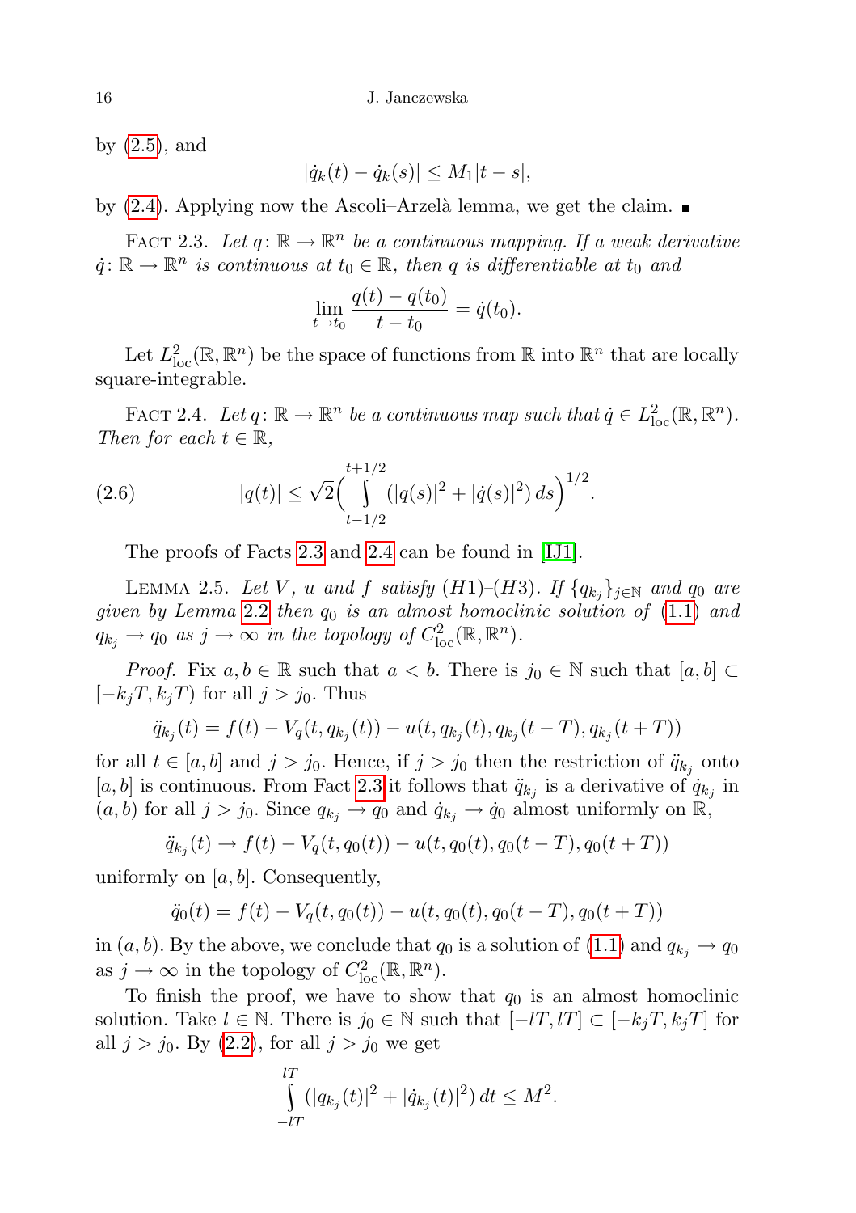by (2.5), and

$$|\dot{q}_k(t) - \dot{q}_k(s)| \leq M_1|t-s|,$$

by (2.4). Applying now the Ascoli–Arzelà lemma, we get the claim. ∎

Fact 2.3. *Let $q\colon \mathbb{R} \to \mathbb{R}^n$ be a continuous mapping. If a weak derivative $\dot{q}\colon \mathbb{R} \to \mathbb{R}^n$ is continuous at $t_0 \in \mathbb{R}$, then $q$ is differentiable at $t_0$ and*

$$\lim_{t \to t_0} \frac{q(t) - q(t_0)}{t - t_0} = \dot{q}(t_0).$$

Let $L^2_{\mathrm{loc}}(\mathbb{R}, \mathbb{R}^n)$ be the space of functions from $\mathbb{R}$ into $\mathbb{R}^n$ that are locally square-integrable.

Fact 2.4. *Let $q\colon \mathbb{R} \to \mathbb{R}^n$ be a continuous map such that $\dot{q} \in L^2_{\mathrm{loc}}(\mathbb{R}, \mathbb{R}^n)$. Then for each $t \in \mathbb{R}$,*

$$|q(t)| \leq \sqrt{2}\Big(\int_{t-1/2}^{t+1/2} (|q(s)|^2 + |\dot{q}(s)|^2)\, ds\Big)^{1/2}. \tag{2.6}$$

The proofs of Facts 2.3 and 2.4 can be found in [IJ1].

Lemma 2.5. *Let $V$, $u$ and $f$ satisfy $(H1)$–$(H3)$. If $\{q_{k_j}\}_{j\in\mathbb{N}}$ and $q_0$ are given by Lemma 2.2 then $q_0$ is an almost homoclinic solution of (1.1) and $q_{k_j} \to q_0$ as $j \to \infty$ in the topology of $C^2_{\mathrm{loc}}(\mathbb{R}, \mathbb{R}^n)$.*

*Proof.* Fix $a, b \in \mathbb{R}$ such that $a < b$. There is $j_0 \in \mathbb{N}$ such that $[a,b] \subset [-k_jT, k_jT)$ for all $j > j_0$. Thus

$$\ddot{q}_{k_j}(t) = f(t) - V_q(t, q_{k_j}(t)) - u(t, q_{k_j}(t), q_{k_j}(t-T), q_{k_j}(t+T))$$

for all $t \in [a,b]$ and $j > j_0$. Hence, if $j > j_0$ then the restriction of $\ddot{q}_{k_j}$ onto $[a,b]$ is continuous. From Fact 2.3 it follows that $\ddot{q}_{k_j}$ is a derivative of $\dot{q}_{k_j}$ in $(a,b)$ for all $j > j_0$. Since $q_{k_j} \to q_0$ and $\dot{q}_{k_j} \to \dot{q}_0$ almost uniformly on $\mathbb{R}$,

$$\ddot{q}_{k_j}(t) \to f(t) - V_q(t, q_0(t)) - u(t, q_0(t), q_0(t-T), q_0(t+T))$$

uniformly on $[a,b]$. Consequently,

$$\ddot{q}_0(t) = f(t) - V_q(t, q_0(t)) - u(t, q_0(t), q_0(t-T), q_0(t+T))$$

in $(a,b)$. By the above, we conclude that $q_0$ is a solution of (1.1) and $q_{k_j} \to q_0$ as $j \to \infty$ in the topology of $C^2_{\mathrm{loc}}(\mathbb{R}, \mathbb{R}^n)$.

To finish the proof, we have to show that $q_0$ is an almost homoclinic solution. Take $l \in \mathbb{N}$. There is $j_0 \in \mathbb{N}$ such that $[-lT, lT] \subset [-k_jT, k_jT]$ for all $j > j_0$. By (2.2), for all $j > j_0$ we get

$$\int_{-lT}^{lT} (|q_{k_j}(t)|^2 + |\dot{q}_{k_j}(t)|^2)\, dt \leq M^2.$$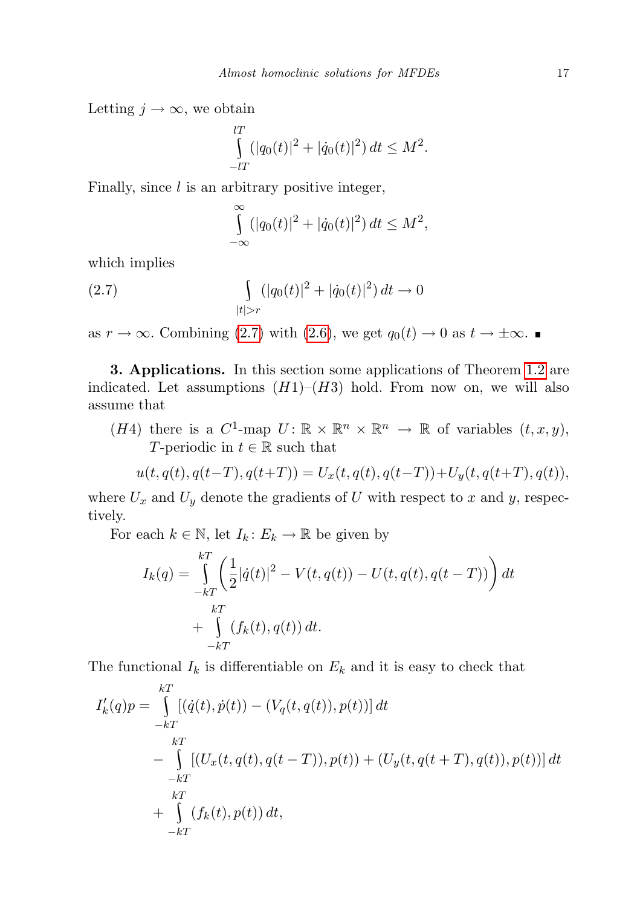Letting $j \to \infty$, we obtain

$$\int_{-lT}^{lT} (|q_0(t)|^2 + |\dot{q}_0(t)|^2)\, dt \leq M^2.$$

Finally, since $l$ is an arbitrary positive integer,

$$\int_{-\infty}^{\infty} (|q_0(t)|^2 + |\dot{q}_0(t)|^2)\, dt \leq M^2,$$

which implies

$$\int_{|t|>r} (|q_0(t)|^2 + |\dot{q}_0(t)|^2)\, dt \to 0 \tag{2.7}$$

as $r \to \infty$. Combining (2.7) with (2.6), we get $q_0(t) \to 0$ as $t \to \pm\infty$. ∎

**3. Applications.** In this section some applications of Theorem 1.2 are indicated. Let assumptions $(H1)$–$(H3)$ hold. From now on, we will also assume that

$(H4)$ there is a $C^1$-map $U\colon \mathbb{R} \times \mathbb{R}^n \times \mathbb{R}^n \to \mathbb{R}$ of variables $(t, x, y)$, $T$-periodic in $t \in \mathbb{R}$ such that

$$u(t, q(t), q(t-T), q(t+T)) = U_x(t, q(t), q(t-T)) + U_y(t, q(t+T), q(t)),$$

where $U_x$ and $U_y$ denote the gradients of $U$ with respect to $x$ and $y$, respectively.

For each $k \in \mathbb{N}$, let $I_k\colon E_k \to \mathbb{R}$ be given by

$$I_k(q) = \int_{-kT}^{kT} \left( \frac{1}{2}|\dot{q}(t)|^2 - V(t, q(t)) - U(t, q(t), q(t-T)) \right) dt + \int_{-kT}^{kT} (f_k(t), q(t))\, dt.$$

The functional $I_k$ is differentiable on $E_k$ and it is easy to check that

$$\begin{aligned} I_k'(q)p = &\int_{-kT}^{kT} [(\dot{q}(t), \dot{p}(t)) - (V_q(t, q(t)), p(t))]\, dt \\ &- \int_{-kT}^{kT} [(U_x(t, q(t), q(t-T)), p(t)) + (U_y(t, q(t+T), q(t)), p(t))]\, dt \\ &+ \int_{-kT}^{kT} (f_k(t), p(t))\, dt, \end{aligned}$$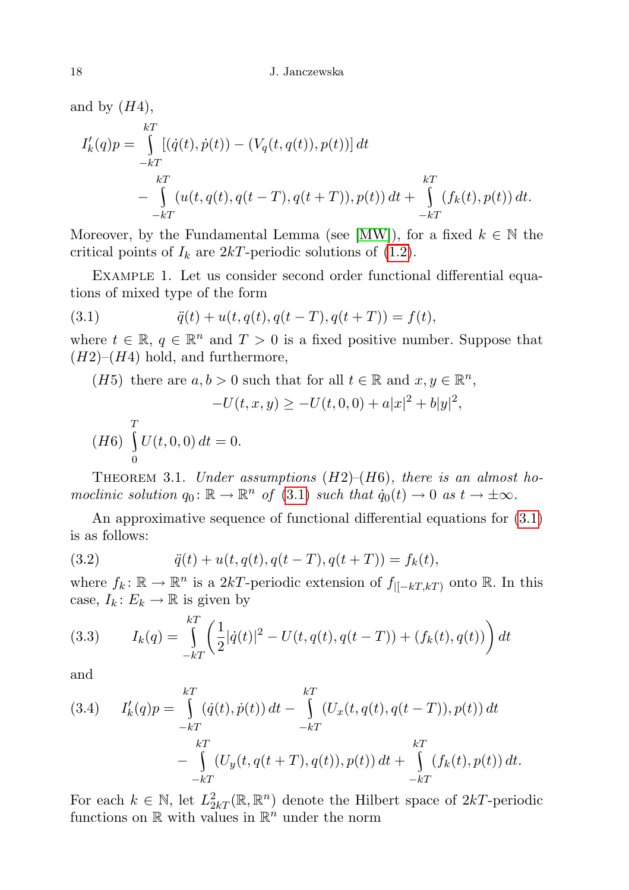and by $(H4)$,

$$
\begin{aligned}
I_k'(q)p = \int_{-kT}^{kT} &[(\dot{q}(t), \dot{p}(t)) - (V_q(t, q(t)), p(t))]\, dt \\
&- \int_{-kT}^{kT} (u(t, q(t), q(t-T), q(t+T)), p(t))\, dt + \int_{-kT}^{kT} (f_k(t), p(t))\, dt.
\end{aligned}
$$

Moreover, by the Fundamental Lemma (see [MW]), for a fixed $k \in \mathbb{N}$ the critical points of $I_k$ are $2kT$-periodic solutions of (1.2).

Example 1. Let us consider second order functional differential equations of mixed type of the form

$$
\ddot{q}(t) + u(t, q(t), q(t-T), q(t+T)) = f(t), \tag{3.1}
$$

where $t \in \mathbb{R}$, $q \in \mathbb{R}^n$ and $T > 0$ is a fixed positive number. Suppose that $(H2)$–$(H4)$ hold, and furthermore,

$(H5)$ there are $a, b > 0$ such that for all $t \in \mathbb{R}$ and $x, y \in \mathbb{R}^n$,

$$
-U(t, x, y) \geq -U(t, 0, 0) + a|x|^2 + b|y|^2,
$$

$(H6)$ $\int_0^T U(t, 0, 0)\, dt = 0$.

Theorem 3.1. *Under assumptions* $(H2)$–$(H6)$, *there is an almost homoclinic solution* $q_0 \colon \mathbb{R} \to \mathbb{R}^n$ *of* (3.1) *such that* $\dot{q}_0(t) \to 0$ *as* $t \to \pm\infty$.

An approximative sequence of functional differential equations for (3.1) is as follows:

$$
\ddot{q}(t) + u(t, q(t), q(t-T), q(t+T)) = f_k(t), \tag{3.2}
$$

where $f_k \colon \mathbb{R} \to \mathbb{R}^n$ is a $2kT$-periodic extension of $f_{|[-kT,kT)}$ onto $\mathbb{R}$. In this case, $I_k \colon E_k \to \mathbb{R}$ is given by

$$
I_k(q) = \int_{-kT}^{kT} \left( \frac{1}{2}|\dot{q}(t)|^2 - U(t, q(t), q(t-T)) + (f_k(t), q(t)) \right) dt \tag{3.3}
$$

and

$$
\begin{aligned}
I_k'(q)p = \int_{-kT}^{kT} &(\dot{q}(t), \dot{p}(t))\, dt - \int_{-kT}^{kT} (U_x(t, q(t), q(t-T)), p(t))\, dt \\
&- \int_{-kT}^{kT} (U_y(t, q(t+T), q(t)), p(t))\, dt + \int_{-kT}^{kT} (f_k(t), p(t))\, dt.
\end{aligned} \tag{3.4}
$$

For each $k \in \mathbb{N}$, let $L^2_{2kT}(\mathbb{R}, \mathbb{R}^n)$ denote the Hilbert space of $2kT$-periodic functions on $\mathbb{R}$ with values in $\mathbb{R}^n$ under the norm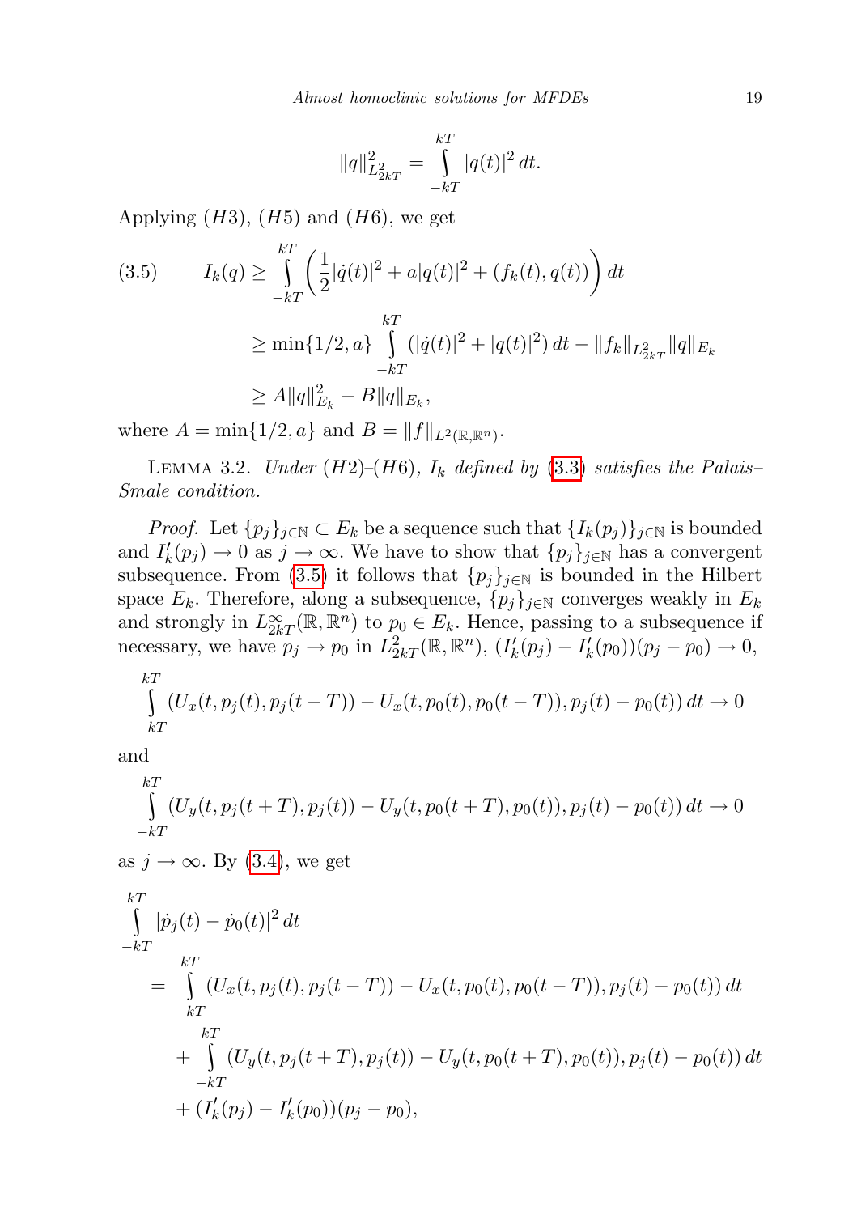$$\|q\|^2_{L^2_{2kT}} = \int_{-kT}^{kT} |q(t)|^2\,dt.$$

Applying $(H3)$, $(H5)$ and $(H6)$, we get

$$
\begin{aligned}
(3.5)\qquad I_k(q) &\geq \int_{-kT}^{kT} \left( \frac{1}{2}|\dot{q}(t)|^2 + a|q(t)|^2 + (f_k(t), q(t)) \right) dt \\
&\geq \min\{1/2, a\} \int_{-kT}^{kT} (|\dot{q}(t)|^2 + |q(t)|^2)\,dt - \|f_k\|_{L^2_{2kT}} \|q\|_{E_k} \\
&\geq A\|q\|^2_{E_k} - B\|q\|_{E_k},
\end{aligned}
$$

where $A = \min\{1/2, a\}$ and $B = \|f\|_{L^2(\mathbb{R},\mathbb{R}^n)}$.

Lemma 3.2. *Under $(H2)$–$(H6)$, $I_k$ defined by (3.3) satisfies the Palais–Smale condition.*

*Proof.* Let $\{p_j\}_{j\in\mathbb{N}} \subset E_k$ be a sequence such that $\{I_k(p_j)\}_{j\in\mathbb{N}}$ is bounded and $I'_k(p_j) \to 0$ as $j \to \infty$. We have to show that $\{p_j\}_{j\in\mathbb{N}}$ has a convergent subsequence. From (3.5) it follows that $\{p_j\}_{j\in\mathbb{N}}$ is bounded in the Hilbert space $E_k$. Therefore, along a subsequence, $\{p_j\}_{j\in\mathbb{N}}$ converges weakly in $E_k$ and strongly in $L^\infty_{2kT}(\mathbb{R},\mathbb{R}^n)$ to $p_0 \in E_k$. Hence, passing to a subsequence if necessary, we have $p_j \to p_0$ in $L^2_{2kT}(\mathbb{R},\mathbb{R}^n)$, $(I'_k(p_j) - I'_k(p_0))(p_j - p_0) \to 0$,

$$\int_{-kT}^{kT} (U_x(t, p_j(t), p_j(t-T)) - U_x(t, p_0(t), p_0(t-T)), p_j(t) - p_0(t))\,dt \to 0$$

and

$$\int_{-kT}^{kT} (U_y(t, p_j(t+T), p_j(t)) - U_y(t, p_0(t+T), p_0(t)), p_j(t) - p_0(t))\,dt \to 0$$

as $j \to \infty$. By (3.4), we get

$$
\begin{aligned}
\int_{-kT}^{kT} |\dot{p}_j(t) - \dot{p}_0(t)|^2\,dt
&= \int_{-kT}^{kT} (U_x(t, p_j(t), p_j(t-T)) - U_x(t, p_0(t), p_0(t-T)), p_j(t) - p_0(t))\,dt \\
&\quad + \int_{-kT}^{kT} (U_y(t, p_j(t+T), p_j(t)) - U_y(t, p_0(t+T), p_0(t)), p_j(t) - p_0(t))\,dt \\
&\quad + (I'_k(p_j) - I'_k(p_0))(p_j - p_0),
\end{aligned}
$$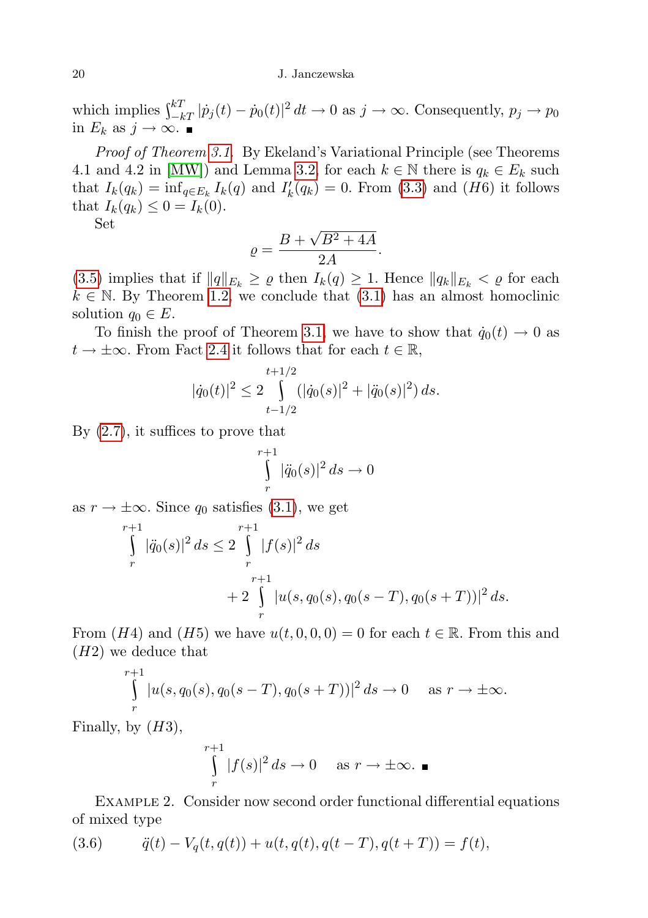which implies $\int_{-kT}^{kT} |\dot{p}_j(t) - \dot{p}_0(t)|^2\,dt \to 0$ as $j \to \infty$. Consequently, $p_j \to p_0$ in $E_k$ as $j \to \infty$. ■

*Proof of Theorem 3.1.* By Ekeland's Variational Principle (see Theorems 4.1 and 4.2 in [MW]) and Lemma 3.2, for each $k \in \mathbb{N}$ there is $q_k \in E_k$ such that $I_k(q_k) = \inf_{q \in E_k} I_k(q)$ and $I_k'(q_k) = 0$. From (3.3) and $(H6)$ it follows that $I_k(q_k) \le 0 = I_k(0)$.

Set

$$\varrho = \frac{B + \sqrt{B^2 + 4A}}{2A}.$$

(3.5) implies that if $\|q\|_{E_k} \ge \varrho$ then $I_k(q) \ge 1$. Hence $\|q_k\|_{E_k} < \varrho$ for each $k \in \mathbb{N}$. By Theorem 1.2, we conclude that (3.1) has an almost homoclinic solution $q_0 \in E$.

To finish the proof of Theorem 3.1, we have to show that $\dot{q}_0(t) \to 0$ as $t \to \pm\infty$. From Fact 2.4 it follows that for each $t \in \mathbb{R}$,

$$|\dot{q}_0(t)|^2 \le 2 \int_{t-1/2}^{t+1/2} (|\dot{q}_0(s)|^2 + |\ddot{q}_0(s)|^2)\,ds.$$

By (2.7), it suffices to prove that

$$\int_{r}^{r+1} |\ddot{q}_0(s)|^2\,ds \to 0$$

as $r \to \pm\infty$. Since $q_0$ satisfies (3.1), we get

$$\int_{r}^{r+1} |\ddot{q}_0(s)|^2\,ds \le 2 \int_{r}^{r+1} |f(s)|^2\,ds + 2 \int_{r}^{r+1} |u(s, q_0(s), q_0(s-T), q_0(s+T))|^2\,ds.$$

From $(H4)$ and $(H5)$ we have $u(t, 0, 0, 0) = 0$ for each $t \in \mathbb{R}$. From this and $(H2)$ we deduce that

$$\int_{r}^{r+1} |u(s, q_0(s), q_0(s-T), q_0(s+T))|^2\,ds \to 0 \quad \text{as } r \to \pm\infty.$$

Finally, by $(H3)$,

$$\int_{r}^{r+1} |f(s)|^2\,ds \to 0 \quad \text{as } r \to \pm\infty. \ ■$$

Example 2. Consider now second order functional differential equations of mixed type

$$\ddot{q}(t) - V_q(t, q(t)) + u(t, q(t), q(t-T), q(t+T)) = f(t), \tag{3.6}$$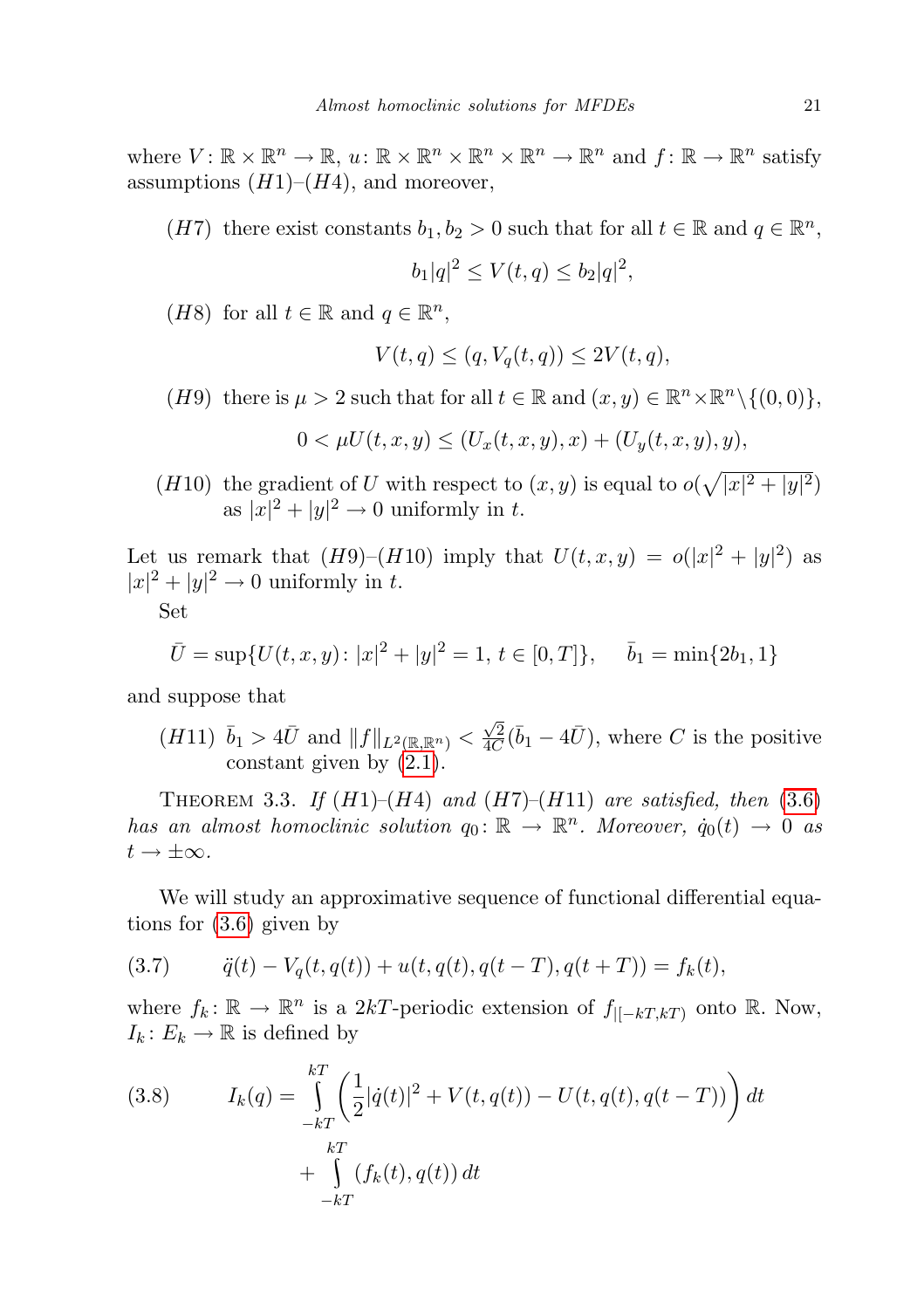where $V\colon \mathbb{R}\times\mathbb{R}^n \to \mathbb{R}$, $u\colon \mathbb{R}\times\mathbb{R}^n\times\mathbb{R}^n\times\mathbb{R}^n \to \mathbb{R}^n$ and $f\colon \mathbb{R}\to\mathbb{R}^n$ satisfy assumptions $(H1)$–$(H4)$, and moreover,

- $(H7)$ there exist constants $b_1, b_2 > 0$ such that for all $t\in\mathbb{R}$ and $q\in\mathbb{R}^n$,
$$b_1|q|^2 \le V(t,q) \le b_2|q|^2,$$
- $(H8)$ for all $t\in\mathbb{R}$ and $q\in\mathbb{R}^n$,
$$V(t,q) \le (q, V_q(t,q)) \le 2V(t,q),$$
- $(H9)$ there is $\mu > 2$ such that for all $t\in\mathbb{R}$ and $(x,y)\in\mathbb{R}^n\times\mathbb{R}^n\setminus\{(0,0)\}$,
$$0 < \mu U(t,x,y) \le (U_x(t,x,y),x) + (U_y(t,x,y),y),$$
- $(H10)$ the gradient of $U$ with respect to $(x,y)$ is equal to $o(\sqrt{|x|^2+|y|^2})$ as $|x|^2+|y|^2\to 0$ uniformly in $t$.

Let us remark that $(H9)$–$(H10)$ imply that $U(t,x,y) = o(|x|^2+|y|^2)$ as $|x|^2+|y|^2\to 0$ uniformly in $t$.

Set
$$\bar{U} = \sup\{U(t,x,y)\colon |x|^2+|y|^2 = 1,\ t\in[0,T]\}, \qquad \bar{b}_1 = \min\{2b_1, 1\}$$
and suppose that

- $(H11)$ $\bar{b}_1 > 4\bar{U}$ and $\|f\|_{L^2(\mathbb{R},\mathbb{R}^n)} < \frac{\sqrt{2}}{4C}(\bar{b}_1 - 4\bar{U})$, where $C$ is the positive constant given by (2.1).

Theorem 3.3. *If $(H1)$–$(H4)$ and $(H7)$–$(H11)$ are satisfied, then (3.6) has an almost homoclinic solution $q_0\colon\mathbb{R}\to\mathbb{R}^n$. Moreover, $\dot{q}_0(t)\to 0$ as $t\to\pm\infty$.*

We will study an approximative sequence of functional differential equations for (3.6) given by

$$\ddot{q}(t) - V_q(t,q(t)) + u(t,q(t),q(t-T),q(t+T)) = f_k(t), \tag{3.7}$$

where $f_k\colon\mathbb{R}\to\mathbb{R}^n$ is a $2kT$-periodic extension of $f_{|[-kT,kT)}$ onto $\mathbb{R}$. Now, $I_k\colon E_k\to\mathbb{R}$ is defined by

$$\begin{aligned} I_k(q) = \int_{-kT}^{kT}\bigg(\frac{1}{2}|\dot{q}(t)|^2 + V(t,q(t)) - U(t,q(t),q(t-T))\bigg)\,dt \\ + \int_{-kT}^{kT}(f_k(t),q(t))\,dt \end{aligned} \tag{3.8}$$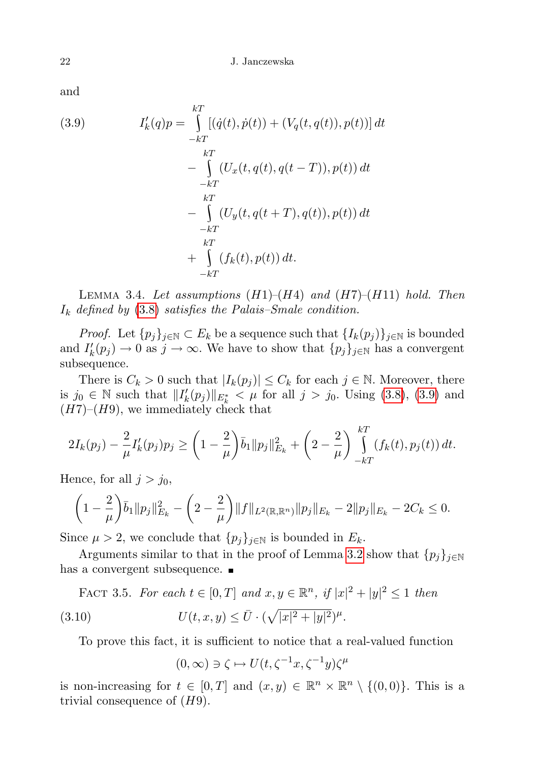and

$$I'_k(q)p = \int_{-kT}^{kT} [(\dot{q}(t), \dot{p}(t)) + (V_q(t, q(t)), p(t))]\, dt \tag{3.9}$$
$$- \int_{-kT}^{kT} (U_x(t, q(t), q(t-T)), p(t))\, dt$$
$$- \int_{-kT}^{kT} (U_y(t, q(t+T), q(t)), p(t))\, dt$$
$$+ \int_{-kT}^{kT} (f_k(t), p(t))\, dt.$$

LEMMA 3.4. *Let assumptions* $(H1)$–$(H4)$ *and* $(H7)$–$(H11)$ *hold. Then* $I_k$ *defined by* (3.8) *satisfies the Palais–Smale condition.*

*Proof.* Let $\{p_j\}_{j\in\mathbb{N}} \subset E_k$ be a sequence such that $\{I_k(p_j)\}_{j\in\mathbb{N}}$ is bounded and $I'_k(p_j) \to 0$ as $j \to \infty$. We have to show that $\{p_j\}_{j\in\mathbb{N}}$ has a convergent subsequence.

There is $C_k > 0$ such that $|I_k(p_j)| \leq C_k$ for each $j \in \mathbb{N}$. Moreover, there is $j_0 \in \mathbb{N}$ such that $\|I'_k(p_j)\|_{E_k^*} < \mu$ for all $j > j_0$. Using (3.8), (3.9) and $(H7)$–$(H9)$, we immediately check that

$$2I_k(p_j) - \frac{2}{\mu} I'_k(p_j)p_j \geq \left(1 - \frac{2}{\mu}\right)\bar{b}_1 \|p_j\|^2_{E_k} + \left(2 - \frac{2}{\mu}\right) \int_{-kT}^{kT} (f_k(t), p_j(t))\, dt.$$

Hence, for all $j > j_0$,

$$\left(1 - \frac{2}{\mu}\right)\bar{b}_1 \|p_j\|^2_{E_k} - \left(2 - \frac{2}{\mu}\right)\|f\|_{L^2(\mathbb{R},\mathbb{R}^n)}\|p_j\|_{E_k} - 2\|p_j\|_{E_k} - 2C_k \leq 0.$$

Since $\mu > 2$, we conclude that $\{p_j\}_{j\in\mathbb{N}}$ is bounded in $E_k$.

Arguments similar to that in the proof of Lemma 3.2 show that $\{p_j\}_{j\in\mathbb{N}}$ has a convergent subsequence. ∎

FACT 3.5. *For each* $t \in [0, T]$ *and* $x, y \in \mathbb{R}^n$, *if* $|x|^2 + |y|^2 \leq 1$ *then*

$$U(t, x, y) \leq \bar{U} \cdot (\sqrt{|x|^2 + |y|^2})^{\mu}. \tag{3.10}$$

To prove this fact, it is sufficient to notice that a real-valued function

$$(0, \infty) \ni \zeta \mapsto U(t, \zeta^{-1}x, \zeta^{-1}y)\zeta^{\mu}$$

is non-increasing for $t \in [0, T]$ and $(x, y) \in \mathbb{R}^n \times \mathbb{R}^n \setminus \{(0, 0)\}$. This is a trivial consequence of $(H9)$.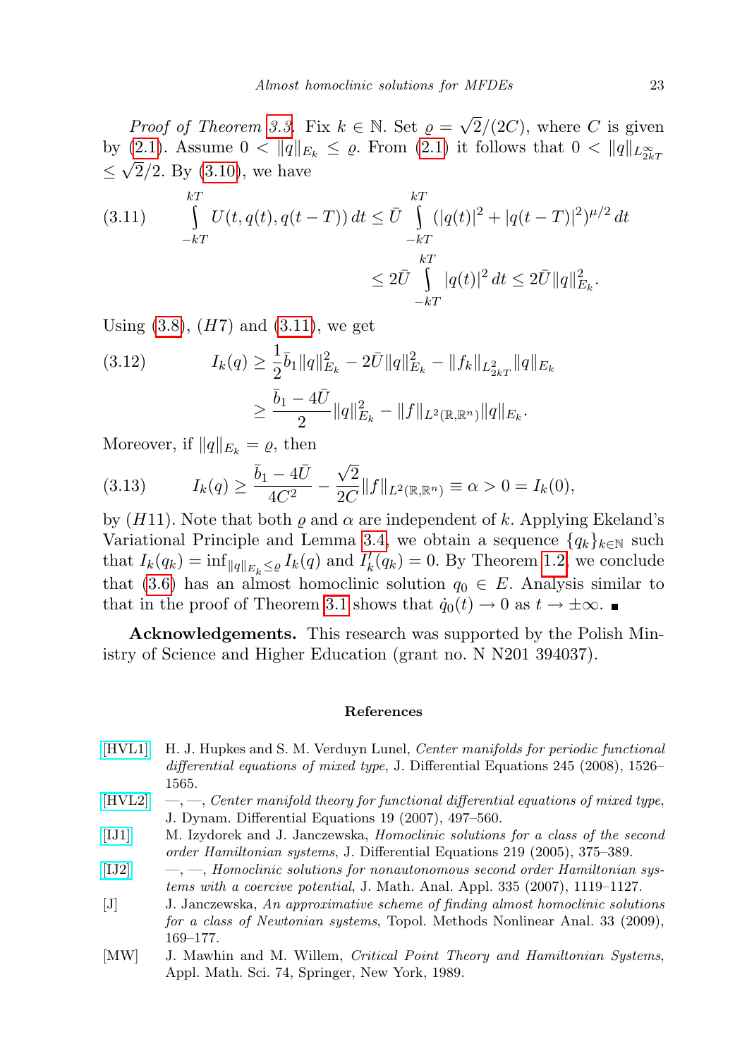*Proof of Theorem 3.3.* Fix $k \in \mathbb{N}$. Set $\varrho = \sqrt{2}/(2C)$, where $C$ is given by (2.1). Assume $0 < \|q\|_{E_k} \le \varrho$. From (2.1) it follows that $0 < \|q\|_{L^\infty_{2kT}} \le \sqrt{2}/2$. By (3.10), we have

$$
\begin{aligned}
(3.11) \qquad \int_{-kT}^{kT} U(t, q(t), q(t-T))\, dt &\le \bar{U} \int_{-kT}^{kT} (|q(t)|^2 + |q(t-T)|^2)^{\mu/2}\, dt \\
&\le 2\bar{U} \int_{-kT}^{kT} |q(t)|^2\, dt \le 2\bar{U} \|q\|^2_{E_k}.
\end{aligned}
$$

Using (3.8), $(H7)$ and (3.11), we get

$$
\begin{aligned}
(3.12) \qquad I_k(q) &\ge \frac{1}{2}\bar{b}_1 \|q\|^2_{E_k} - 2\bar{U}\|q\|^2_{E_k} - \|f_k\|_{L^2_{2kT}} \|q\|_{E_k} \\
&\ge \frac{\bar{b}_1 - 4\bar{U}}{2} \|q\|^2_{E_k} - \|f\|_{L^2(\mathbb{R},\mathbb{R}^n)} \|q\|_{E_k}.
\end{aligned}
$$

Moreover, if $\|q\|_{E_k} = \varrho$, then

$$
(3.13) \qquad I_k(q) \ge \frac{\bar{b}_1 - 4\bar{U}}{4C^2} - \frac{\sqrt{2}}{2C} \|f\|_{L^2(\mathbb{R},\mathbb{R}^n)} \equiv \alpha > 0 = I_k(0),
$$

by $(H11)$. Note that both $\varrho$ and $\alpha$ are independent of $k$. Applying Ekeland's Variational Principle and Lemma 3.4, we obtain a sequence $\{q_k\}_{k\in\mathbb{N}}$ such that $I_k(q_k) = \inf_{\|q\|_{E_k} \le \varrho} I_k(q)$ and $I_k'(q_k) = 0$. By Theorem 1.2, we conclude that (3.6) has an almost homoclinic solution $q_0 \in E$. Analysis similar to that in the proof of Theorem 3.1 shows that $\dot{q}_0(t) \to 0$ as $t \to \pm\infty$. ∎

**Acknowledgements.** This research was supported by the Polish Ministry of Science and Higher Education (grant no. N N201 394037).

## References

[HVL1] H. J. Hupkes and S. M. Verduyn Lunel, *Center manifolds for periodic functional differential equations of mixed type*, J. Differential Equations 245 (2008), 1526–1565.

[HVL2] —, —, *Center manifold theory for functional differential equations of mixed type*, J. Dynam. Differential Equations 19 (2007), 497–560.

[IJ1] M. Izydorek and J. Janczewska, *Homoclinic solutions for a class of the second order Hamiltonian systems*, J. Differential Equations 219 (2005), 375–389.

[IJ2] —, —, *Homoclinic solutions for nonautonomous second order Hamiltonian systems with a coercive potential*, J. Math. Anal. Appl. 335 (2007), 1119–1127.

[J] J. Janczewska, *An approximative scheme of finding almost homoclinic solutions for a class of Newtonian systems*, Topol. Methods Nonlinear Anal. 33 (2009), 169–177.

[MW] J. Mawhin and M. Willem, *Critical Point Theory and Hamiltonian Systems*, Appl. Math. Sci. 74, Springer, New York, 1989.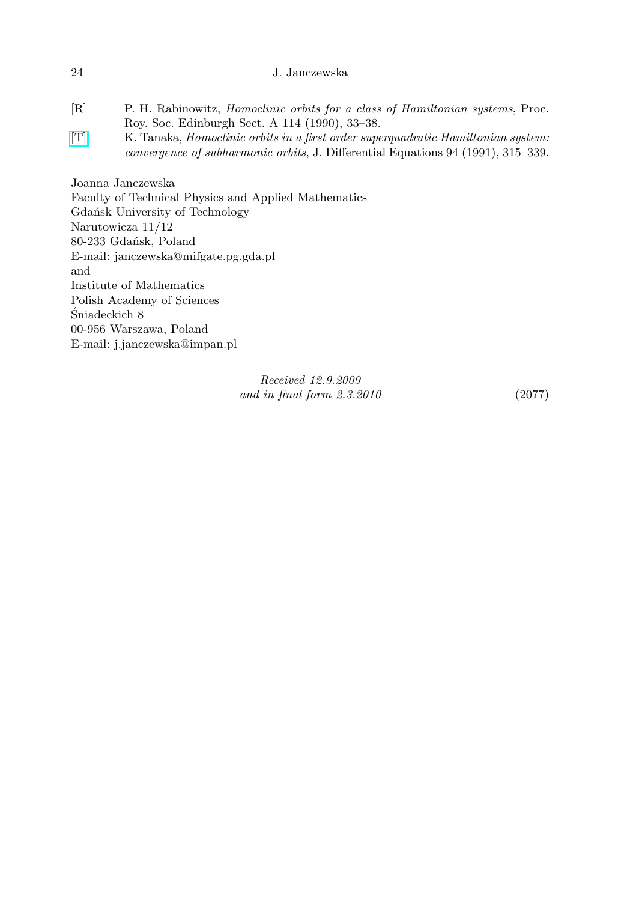[R] P. H. Rabinowitz, *Homoclinic orbits for a class of Hamiltonian systems*, Proc. Roy. Soc. Edinburgh Sect. A 114 (1990), 33–38.

[T] K. Tanaka, *Homoclinic orbits in a first order superquadratic Hamiltonian system: convergence of subharmonic orbits*, J. Differential Equations 94 (1991), 315–339.

Joanna Janczewska
Faculty of Technical Physics and Applied Mathematics
Gdańsk University of Technology
Narutowicza 11/12
80-233 Gdańsk, Poland
E-mail: janczewska@mifgate.pg.gda.pl
and
Institute of Mathematics
Polish Academy of Sciences
Śniadeckich 8
00-956 Warszawa, Poland
E-mail: j.janczewska@impan.pl

*Received 12.9.2009*
*and in final form 2.3.2010* (2077)